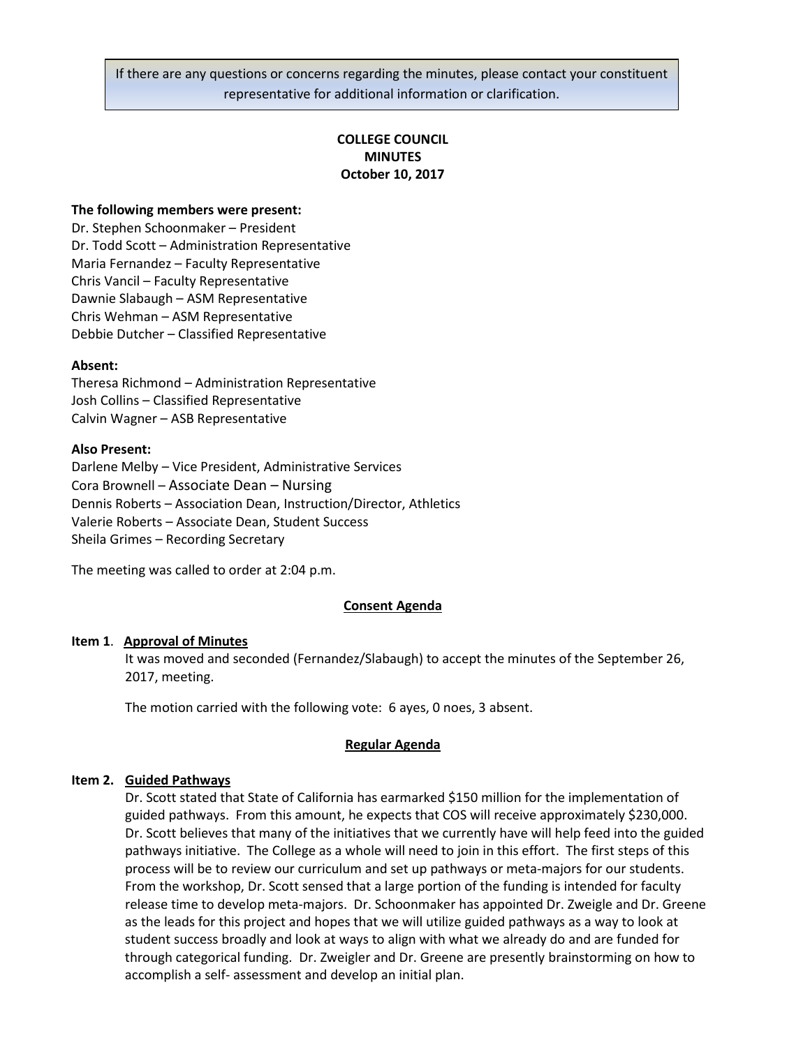If there are any questions or concerns regarding the minutes, please contact your constituent representative for additional information or clarification.

**COLLEGE COUNCIL**
**MINUTES**
**October 10, 2017**

**The following members were present:**
Dr. Stephen Schoonmaker – President
Dr. Todd Scott – Administration Representative
Maria Fernandez – Faculty Representative
Chris Vancil – Faculty Representative
Dawnie Slabaugh – ASM Representative
Chris Wehman – ASM Representative
Debbie Dutcher – Classified Representative

**Absent:**
Theresa Richmond – Administration Representative
Josh Collins – Classified Representative
Calvin Wagner – ASB Representative

**Also Present:**
Darlene Melby – Vice President, Administrative Services
Cora Brownell – Associate Dean – Nursing
Dennis Roberts – Association Dean, Instruction/Director, Athletics
Valerie Roberts – Associate Dean, Student Success
Sheila Grimes – Recording Secretary

The meeting was called to order at 2:04 p.m.

**Consent Agenda**

**Item 1**. **Approval of Minutes**

It was moved and seconded (Fernandez/Slabaugh) to accept the minutes of the September 26, 2017, meeting.

The motion carried with the following vote: 6 ayes, 0 noes, 3 absent.

**Regular Agenda**

**Item 2. Guided Pathways**

Dr. Scott stated that State of California has earmarked $150 million for the implementation of guided pathways. From this amount, he expects that COS will receive approximately $230,000. Dr. Scott believes that many of the initiatives that we currently have will help feed into the guided pathways initiative. The College as a whole will need to join in this effort. The first steps of this process will be to review our curriculum and set up pathways or meta-majors for our students. From the workshop, Dr. Scott sensed that a large portion of the funding is intended for faculty release time to develop meta-majors. Dr. Schoonmaker has appointed Dr. Zweigle and Dr. Greene as the leads for this project and hopes that we will utilize guided pathways as a way to look at student success broadly and look at ways to align with what we already do and are funded for through categorical funding. Dr. Zweigler and Dr. Greene are presently brainstorming on how to accomplish a self- assessment and develop an initial plan.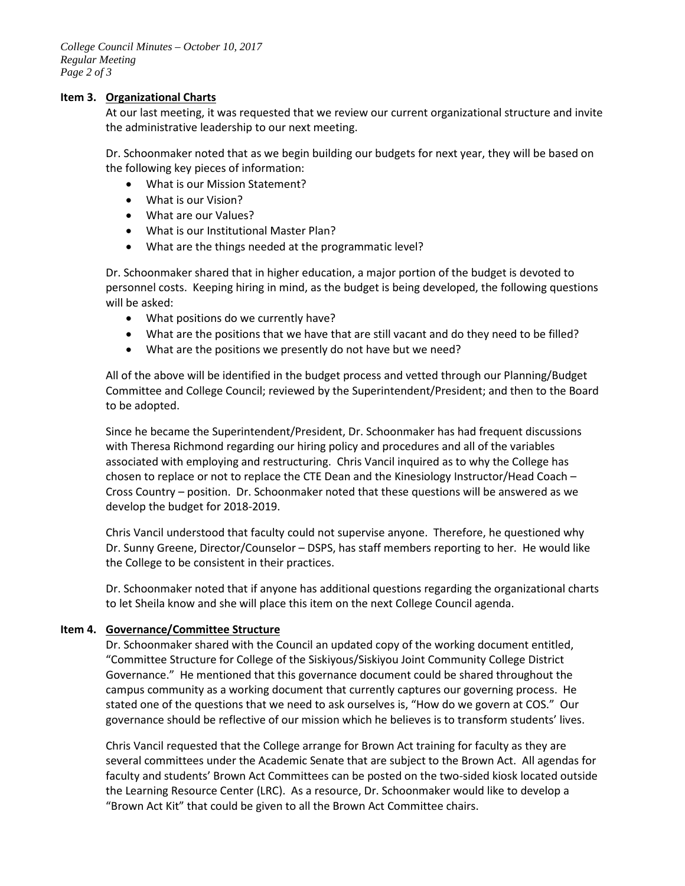### Item 3. Organizational Charts

At our last meeting, it was requested that we review our current organizational structure and invite the administrative leadership to our next meeting.

Dr. Schoonmaker noted that as we begin building our budgets for next year, they will be based on the following key pieces of information:

- What is our Mission Statement?
- What is our Vision?
- What are our Values?
- What is our Institutional Master Plan?
- What are the things needed at the programmatic level?

Dr. Schoonmaker shared that in higher education, a major portion of the budget is devoted to personnel costs. Keeping hiring in mind, as the budget is being developed, the following questions will be asked:

- What positions do we currently have?
- What are the positions that we have that are still vacant and do they need to be filled?
- What are the positions we presently do not have but we need?

All of the above will be identified in the budget process and vetted through our Planning/Budget Committee and College Council; reviewed by the Superintendent/President; and then to the Board to be adopted.

Since he became the Superintendent/President, Dr. Schoonmaker has had frequent discussions with Theresa Richmond regarding our hiring policy and procedures and all of the variables associated with employing and restructuring. Chris Vancil inquired as to why the College has chosen to replace or not to replace the CTE Dean and the Kinesiology Instructor/Head Coach – Cross Country – position. Dr. Schoonmaker noted that these questions will be answered as we develop the budget for 2018-2019.

Chris Vancil understood that faculty could not supervise anyone. Therefore, he questioned why Dr. Sunny Greene, Director/Counselor – DSPS, has staff members reporting to her. He would like the College to be consistent in their practices.

Dr. Schoonmaker noted that if anyone has additional questions regarding the organizational charts to let Sheila know and she will place this item on the next College Council agenda.

### Item 4. Governance/Committee Structure

Dr. Schoonmaker shared with the Council an updated copy of the working document entitled, "Committee Structure for College of the Siskiyous/Siskiyou Joint Community College District Governance." He mentioned that this governance document could be shared throughout the campus community as a working document that currently captures our governing process. He stated one of the questions that we need to ask ourselves is, "How do we govern at COS." Our governance should be reflective of our mission which he believes is to transform students' lives.

Chris Vancil requested that the College arrange for Brown Act training for faculty as they are several committees under the Academic Senate that are subject to the Brown Act. All agendas for faculty and students' Brown Act Committees can be posted on the two-sided kiosk located outside the Learning Resource Center (LRC). As a resource, Dr. Schoonmaker would like to develop a "Brown Act Kit" that could be given to all the Brown Act Committee chairs.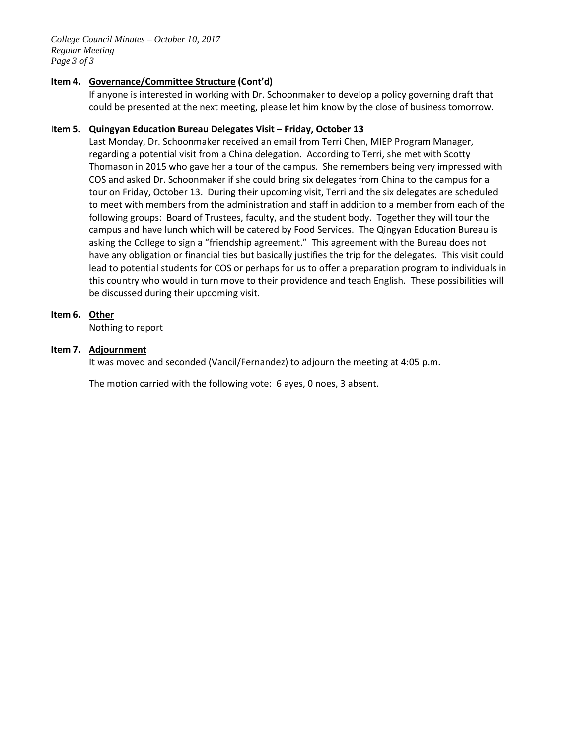**Item 4. Governance/Committee Structure (Cont'd)**

If anyone is interested in working with Dr. Schoonmaker to develop a policy governing draft that could be presented at the next meeting, please let him know by the close of business tomorrow.

**Item 5. Qingyan Education Bureau Delegates Visit – Friday, October 13**

Last Monday, Dr. Schoonmaker received an email from Terri Chen, MIEP Program Manager, regarding a potential visit from a China delegation. According to Terri, she met with Scotty Thomason in 2015 who gave her a tour of the campus. She remembers being very impressed with COS and asked Dr. Schoonmaker if she could bring six delegates from China to the campus for a tour on Friday, October 13. During their upcoming visit, Terri and the six delegates are scheduled to meet with members from the administration and staff in addition to a member from each of the following groups: Board of Trustees, faculty, and the student body. Together they will tour the campus and have lunch which will be catered by Food Services. The Qingyan Education Bureau is asking the College to sign a "friendship agreement." This agreement with the Bureau does not have any obligation or financial ties but basically justifies the trip for the delegates. This visit could lead to potential students for COS or perhaps for us to offer a preparation program to individuals in this country who would in turn move to their providence and teach English. These possibilities will be discussed during their upcoming visit.

**Item 6. Other**

Nothing to report

**Item 7. Adjournment**

It was moved and seconded (Vancil/Fernandez) to adjourn the meeting at 4:05 p.m.

The motion carried with the following vote: 6 ayes, 0 noes, 3 absent.